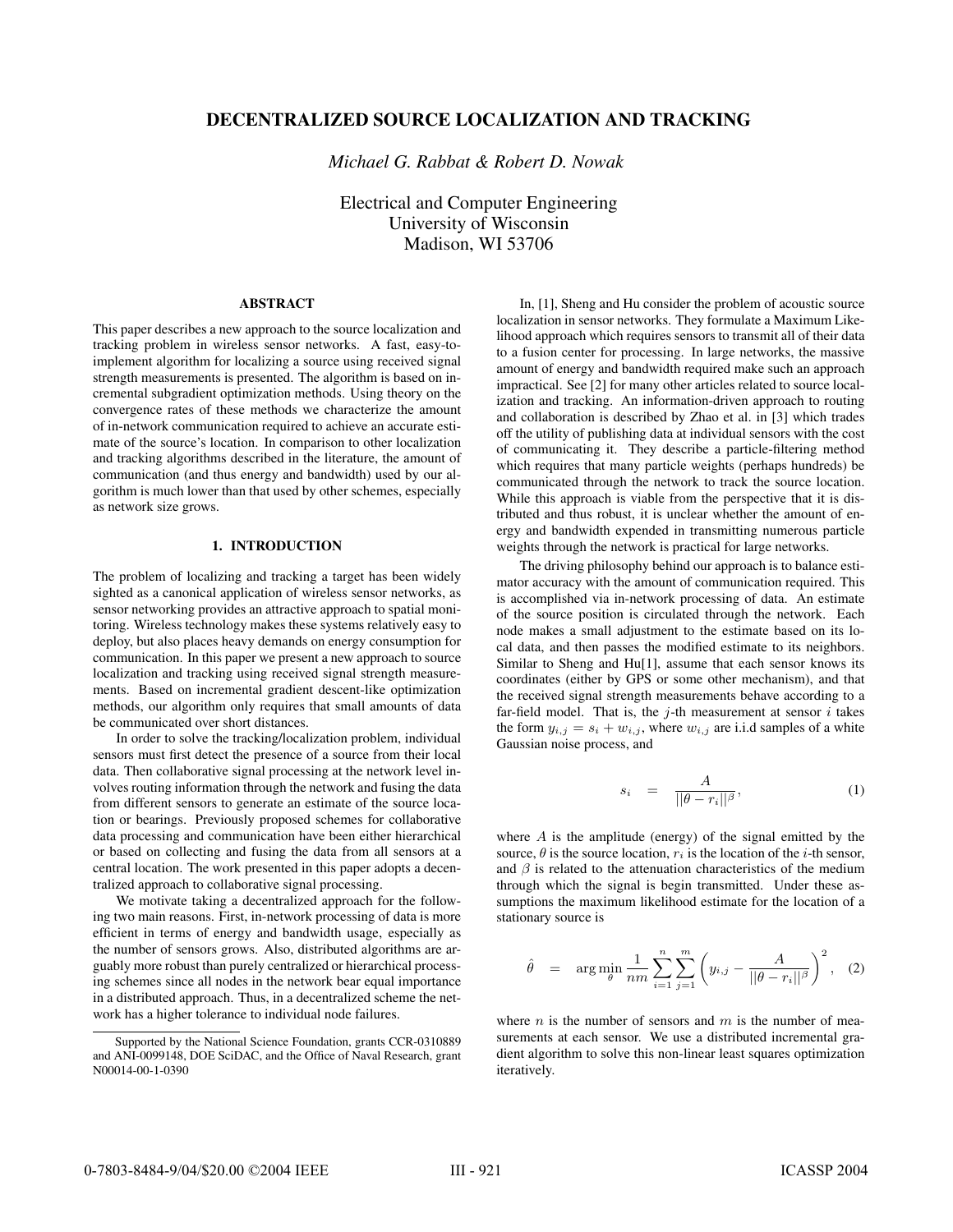# DECENTRALIZED SOURCE LOCALIZATION AND TRACKING

*Michael G. Rabbat & Robert D. Nowak*

Electrical and Computer Engineering
University of Wisconsin
Madison, WI 53706

## ABSTRACT

This paper describes a new approach to the source localization and tracking problem in wireless sensor networks. A fast, easy-to-implement algorithm for localizing a source using received signal strength measurements is presented. The algorithm is based on incremental subgradient optimization methods. Using theory on the convergence rates of these methods we characterize the amount of in-network communication required to achieve an accurate estimate of the source's location. In comparison to other localization and tracking algorithms described in the literature, the amount of communication (and thus energy and bandwidth) used by our algorithm is much lower than that used by other schemes, especially as network size grows.

## 1. INTRODUCTION

The problem of localizing and tracking a target has been widely sighted as a canonical application of wireless sensor networks, as sensor networking provides an attractive approach to spatial monitoring. Wireless technology makes these systems relatively easy to deploy, but also places heavy demands on energy consumption for communication. In this paper we present a new approach to source localization and tracking using received signal strength measurements. Based on incremental gradient descent-like optimization methods, our algorithm only requires that small amounts of data be communicated over short distances.

In order to solve the tracking/localization problem, individual sensors must first detect the presence of a source from their local data. Then collaborative signal processing at the network level involves routing information through the network and fusing the data from different sensors to generate an estimate of the source location or bearings. Previously proposed schemes for collaborative data processing and communication have been either hierarchical or based on collecting and fusing the data from all sensors at a central location. The work presented in this paper adopts a decentralized approach to collaborative signal processing.

We motivate taking a decentralized approach for the following two main reasons. First, in-network processing of data is more efficient in terms of energy and bandwidth usage, especially as the number of sensors grows. Also, distributed algorithms are arguably more robust than purely centralized or hierarchical processing schemes since all nodes in the network bear equal importance in a distributed approach. Thus, in a decentralized scheme the network has a higher tolerance to individual node failures.

In, [1], Sheng and Hu consider the problem of acoustic source localization in sensor networks. They formulate a Maximum Likelihood approach which requires sensors to transmit all of their data to a fusion center for processing. In large networks, the massive amount of energy and bandwidth required make such an approach impractical. See [2] for many other articles related to source localization and tracking. An information-driven approach to routing and collaboration is described by Zhao et al. in [3] which trades off the utility of publishing data at individual sensors with the cost of communicating it. They describe a particle-filtering method which requires that many particle weights (perhaps hundreds) be communicated through the network to track the source location. While this approach is viable from the perspective that it is distributed and thus robust, it is unclear whether the amount of energy and bandwidth expended in transmitting numerous particle weights through the network is practical for large networks.

The driving philosophy behind our approach is to balance estimator accuracy with the amount of communication required. This is accomplished via in-network processing of data. An estimate of the source position is circulated through the network. Each node makes a small adjustment to the estimate based on its local data, and then passes the modified estimate to its neighbors. Similar to Sheng and Hu[1], assume that each sensor knows its coordinates (either by GPS or some other mechanism), and that the received signal strength measurements behave according to a far-field model. That is, the $j$-th measurement at sensor $i$ takes the form $y_{i,j} = s_i + w_{i,j}$, where $w_{i,j}$ are i.i.d samples of a white Gaussian noise process, and

$$s_i \quad = \quad \frac{A}{||\theta - r_i||^{\beta}}, \tag{1}$$

where $A$ is the amplitude (energy) of the signal emitted by the source, $\theta$ is the source location, $r_i$ is the location of the $i$-th sensor, and $\beta$ is related to the attenuation characteristics of the medium through which the signal is begin transmitted. Under these assumptions the maximum likelihood estimate for the location of a stationary source is

$$\hat{\theta} \quad = \quad \arg\min_{\theta} \frac{1}{nm} \sum_{i=1}^{n} \sum_{j=1}^{m} \left( y_{i,j} - \frac{A}{||\theta - r_i||^{\beta}} \right)^2, \tag{2}$$

where $n$ is the number of sensors and $m$ is the number of measurements at each sensor. We use a distributed incremental gradient algorithm to solve this non-linear least squares optimization iteratively.

---

Supported by the National Science Foundation, grants CCR-0310889 and ANI-0099148, DOE SciDAC, and the Office of Naval Research, grant N00014-00-1-0390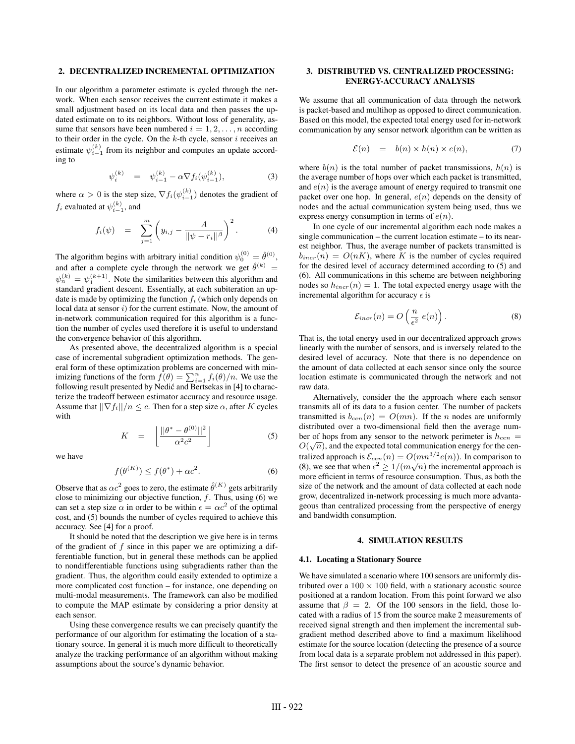## 2. DECENTRALIZED INCREMENTAL OPTIMIZATION

In our algorithm a parameter estimate is cycled through the network. When each sensor receives the current estimate it makes a small adjustment based on its local data and then passes the updated estimate on to its neighbors. Without loss of generality, assume that sensors have been numbered $i = 1, 2, \ldots, n$ according to their order in the cycle. On the $k$-th cycle, sensor $i$ receives an estimate $\psi_{i-1}^{(k)}$ from its neighbor and computes an update according to

$$\psi_i^{(k)} = \psi_{i-1}^{(k)} - \alpha \nabla f_i(\psi_{i-1}^{(k)}), \tag{3}$$

where $\alpha > 0$ is the step size, $\nabla f_i(\psi_{i-1}^{(k)})$ denotes the gradient of $f_i$ evaluated at $\psi_{i-1}^{(k)}$, and

$$f_i(\psi) = \sum_{j=1}^{m} \left( y_{i,j} - \frac{A}{||\psi - r_i||^\beta} \right)^2. \tag{4}$$

The algorithm begins with arbitrary initial condition $\psi_0^{(0)} = \hat{\theta}^{(0)}$, and after a complete cycle through the network we get $\hat{\theta}^{(k)} = \psi_n^{(k)} = \psi_1^{(k+1)}$. Note the similarities between this algorithm and standard gradient descent. Essentially, at each subiteration an update is made by optimizing the function $f_i$ (which only depends on local data at sensor $i$) for the current estimate. Now, the amount of in-network communication required for this algorithm is a function the number of cycles used therefore it is useful to understand the convergence behavior of this algorithm.

As presented above, the decentralized algorithm is a special case of incremental subgradient optimization methods. The general form of these optimization problems are concerned with minimizing functions of the form $f(\theta) = \sum_{i=1}^{n} f_i(\theta)/n$. We use the following result presented by Nedić and Bertsekas in [4] to characterize the tradeoff between estimator accuracy and resource usage. Assume that $||\nabla f_i||/n \leq c$. Then for a step size $\alpha$, after $K$ cycles with

$$K = \left\lfloor \frac{||\theta^* - \theta^{(0)}||^2}{\alpha^2 c^2} \right\rfloor \tag{5}$$

we have

$$f(\theta^{(K)}) \leq f(\theta^*) + \alpha c^2. \tag{6}$$

Observe that as $\alpha c^2$ goes to zero, the estimate $\hat{\theta}^{(K)}$ gets arbitrarily close to minimizing our objective function, $f$. Thus, using (6) we can set a step size $\alpha$ in order to be within $\epsilon = \alpha c^2$ of the optimal cost, and (5) bounds the number of cycles required to achieve this accuracy. See [4] for a proof.

It should be noted that the description we give here is in terms of the gradient of $f$ since in this paper we are optimizing a differentiable function, but in general these methods can be applied to nondifferentiable functions using subgradients rather than the gradient. Thus, the algorithm could easily extended to optimize a more complicated cost function – for instance, one depending on multi-modal measurements. The framework can also be modified to compute the MAP estimate by considering a prior density at each sensor.

Using these convergence results we can precisely quantify the performance of our algorithm for estimating the location of a stationary source. In general it is much more difficult to theoretically analyze the tracking performance of an algorithm without making assumptions about the source's dynamic behavior.

## 3. DISTRIBUTED VS. CENTRALIZED PROCESSING: ENERGY-ACCURACY ANALYSIS

We assume that all communication of data through the network is packet-based and multihop as opposed to direct communication. Based on this model, the expected total energy used for in-network communication by any sensor network algorithm can be written as

$$\mathcal{E}(n) = b(n) \times h(n) \times e(n), \tag{7}$$

where $b(n)$ is the total number of packet transmissions, $h(n)$ is the average number of hops over which each packet is transmitted, and $e(n)$ is the average amount of energy required to transmit one packet over one hop. In general, $e(n)$ depends on the density of nodes and the actual communication system being used, thus we express energy consumption in terms of $e(n)$.

In one cycle of our incremental algorithm each node makes a single communication – the current location estimate – to its nearest neighbor. Thus, the average number of packets transmitted is $b_{incr}(n) = O(nK)$, where $K$ is the number of cycles required for the desired level of accuracy determined according to (5) and (6). All communications in this scheme are between neighboring nodes so $h_{incr}(n) = 1$. The total expected energy usage with the incremental algorithm for accuracy $\epsilon$ is

$$\mathcal{E}_{incr}(n) = O\left(\frac{n}{\epsilon^2}\, e(n)\right). \tag{8}$$

That is, the total energy used in our decentralized approach grows linearly with the number of sensors, and is inversely related to the desired level of accuracy. Note that there is no dependence on the amount of data collected at each sensor since only the source location estimate is communicated through the network and not raw data.

Alternatively, consider the the approach where each sensor transmits all of its data to a fusion center. The number of packets transmitted is $b_{cen}(n) = O(mn)$. If the $n$ nodes are uniformly distributed over a two-dimensional field then the average number of hops from any sensor to the network perimeter is $h_{cen} = O(\sqrt{n})$, and the expected total communication energy for the centralized approach is $\mathcal{E}_{cen}(n) = O(mn^{3/2}e(n))$. In comparison to (8), we see that when $\epsilon^2 \geq 1/(m\sqrt{n})$ the incremental approach is more efficient in terms of resource consumption. Thus, as both the size of the network and the amount of data collected at each node grow, decentralized in-network processing is much more advantageous than centralized processing from the perspective of energy and bandwidth consumption.

## 4. SIMULATION RESULTS

### 4.1. Locating a Stationary Source

We have simulated a scenario where 100 sensors are uniformly distributed over a $100 \times 100$ field, with a stationary acoustic source positioned at a random location. From this point forward we also assume that $\beta = 2$. Of the 100 sensors in the field, those located with a radius of 15 from the source make 2 measurements of received signal strength and then implement the incremental subgradient method described above to find a maximum likelihood estimate for the source location (detecting the presence of a source from local data is a separate problem not addressed in this paper). The first sensor to detect the presence of an acoustic source and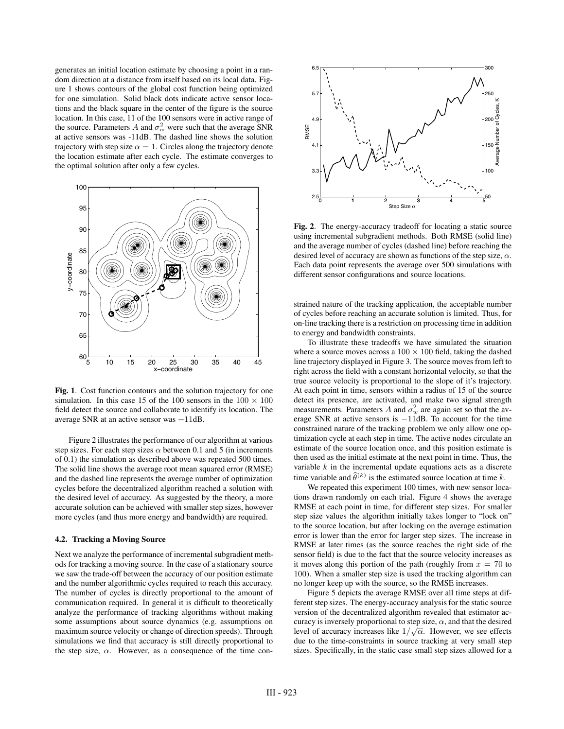generates an initial location estimate by choosing a point in a random direction at a distance from itself based on its local data. Figure 1 shows contours of the global cost function being optimized for one simulation. Solid black dots indicate active sensor locations and the black square in the center of the figure is the source location. In this case, 11 of the 100 sensors were in active range of the source. Parameters $A$ and $\sigma_w^2$ were such that the average SNR at active sensors was -11dB. The dashed line shows the solution trajectory with step size $\alpha = 1$. Circles along the trajectory denote the location estimate after each cycle. The estimate converges to the optimal solution after only a few cycles.

**Fig. 1**. Cost function contours and the solution trajectory for one simulation. In this case 15 of the 100 sensors in the $100 \times 100$ field detect the source and collaborate to identify its location. The average SNR at an active sensor was $-11$dB.

Figure 2 illustrates the performance of our algorithm at various step sizes. For each step sizes $\alpha$ between 0.1 and 5 (in increments of 0.1) the simulation as described above was repeated 500 times. The solid line shows the average root mean squared error (RMSE) and the dashed line represents the average number of optimization cycles before the decentralized algorithm reached a solution with the desired level of accuracy. As suggested by the theory, a more accurate solution can be achieved with smaller step sizes, however more cycles (and thus more energy and bandwidth) are required.

**Fig. 2**. The energy-accuracy tradeoff for locating a static source using incremental subgradient methods. Both RMSE (solid line) and the average number of cycles (dashed line) before reaching the desired level of accuracy are shown as functions of the step size, $\alpha$. Each data point represents the average over 500 simulations with different sensor configurations and source locations.

### 4.2. Tracking a Moving Source

Next we analyze the performance of incremental subgradient methods for tracking a moving source. In the case of a stationary source we saw the trade-off between the accuracy of our position estimate and the number algorithmic cycles required to reach this accuracy. The number of cycles is directly proportional to the amount of communication required. In general it is difficult to theoretically analyze the performance of tracking algorithms without making some assumptions about source dynamics (e.g. assumptions on maximum source velocity or change of direction speeds). Through simulations we find that accuracy is still directly proportional to the step size, $\alpha$. However, as a consequence of the time constrained nature of the tracking application, the acceptable number of cycles before reaching an accurate solution is limited. Thus, for on-line tracking there is a restriction on processing time in addition to energy and bandwidth constraints.

To illustrate these tradeoffs we have simulated the situation where a source moves across a $100 \times 100$ field, taking the dashed line trajectory displayed in Figure 3. The source moves from left to right across the field with a constant horizontal velocity, so that the true source velocity is proportional to the slope of it's trajectory. At each point in time, sensors within a radius of 15 of the source detect its presence, are activated, and make two signal strength measurements. Parameters $A$ and $\sigma_w^2$ are again set so that the average SNR at active sensors is $-11$dB. To account for the time constrained nature of the tracking problem we only allow one optimization cycle at each step in time. The active nodes circulate an estimate of the source location once, and this position estimate is then used as the initial estimate at the next point in time. Thus, the variable $k$ in the incremental update equations acts as a discrete time variable and $\widehat{\theta}^{(k)}$ is the estimated source location at time $k$.

We repeated this experiment 100 times, with new sensor locations drawn randomly on each trial. Figure 4 shows the average RMSE at each point in time, for different step sizes. For smaller step size values the algorithm initially takes longer to "lock on" to the source location, but after locking on the average estimation error is lower than the error for larger step sizes. The increase in RMSE at later times (as the source reaches the right side of the sensor field) is due to the fact that the source velocity increases as it moves along this portion of the path (roughly from $x = 70$ to 100). When a smaller step size is used the tracking algorithm can no longer keep up with the source, so the RMSE increases.

Figure 5 depicts the average RMSE over all time steps at different step sizes. The energy-accuracy analysis for the static source version of the decentralized algorithm revealed that estimator accuracy is inversely proportional to step size, $\alpha$, and that the desired level of accuracy increases like $1/\sqrt{\alpha}$. However, we see effects due to the time-constraints in source tracking at very small step sizes. Specifically, in the static case small step sizes allowed for a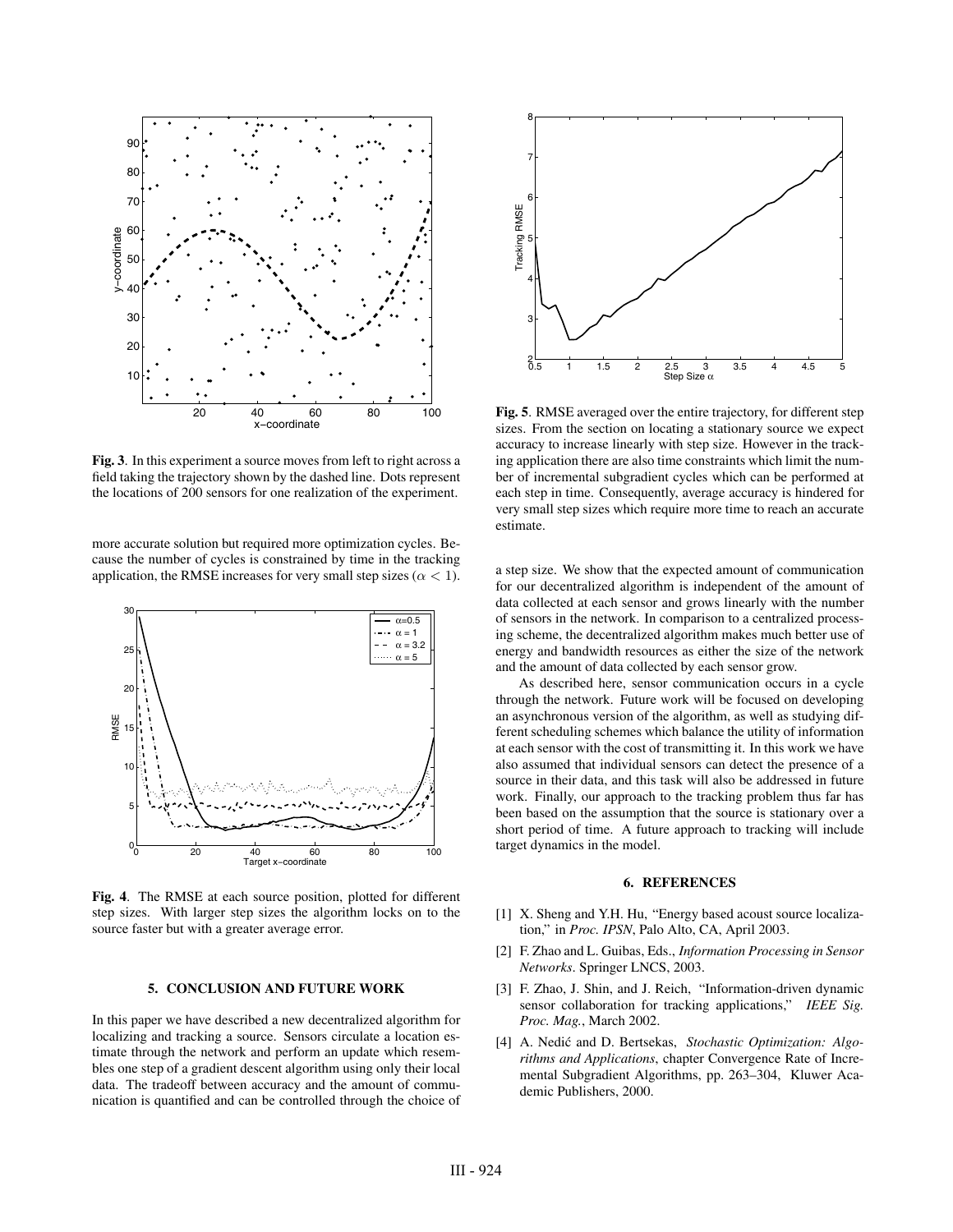90
80
70
60
50
40
30
20
10
y−coordinate
20 40 60 80 100
x−coordinate

**Fig. 3**. In this experiment a source moves from left to right across a field taking the trajectory shown by the dashed line. Dots represent the locations of 200 sensors for one realization of the experiment.

more accurate solution but required more optimization cycles. Because the number of cycles is constrained by time in the tracking application, the RMSE increases for very small step sizes ($\alpha < 1$).

30
25
20
15
10
5
0
RMSE
0 20 40 60 80 100
Target x−coordinate
$\alpha$=0.5
$\alpha$ = 1
$\alpha$ = 3.2
$\alpha$ = 5

**Fig. 4**. The RMSE at each source position, plotted for different step sizes. With larger step sizes the algorithm locks on to the source faster but with a greater average error.

### 5. CONCLUSION AND FUTURE WORK

In this paper we have described a new decentralized algorithm for localizing and tracking a source. Sensors circulate a location estimate through the network and perform an update which resembles one step of a gradient descent algorithm using only their local data. The tradeoff between accuracy and the amount of communication is quantified and can be controlled through the choice of a step size. We show that the expected amount of communication for our decentralized algorithm is independent of the amount of data collected at each sensor and grows linearly with the number of sensors in the network. In comparison to a centralized processing scheme, the decentralized algorithm makes much better use of energy and bandwidth resources as either the size of the network and the amount of data collected by each sensor grow.

As described here, sensor communication occurs in a cycle through the network. Future work will be focused on developing an asynchronous version of the algorithm, as well as studying different scheduling schemes which balance the utility of information at each sensor with the cost of transmitting it. In this work we have also assumed that individual sensors can detect the presence of a source in their data, and this task will also be addressed in future work. Finally, our approach to the tracking problem thus far has been based on the assumption that the source is stationary over a short period of time. A future approach to tracking will include target dynamics in the model.

8
7
6
5
4
3
2
Tracking RMSE
0.5 1 1.5 2 2.5 3 3.5 4 4.5 5
Step Size $\alpha$

**Fig. 5**. RMSE averaged over the entire trajectory, for different step sizes. From the section on locating a stationary source we expect accuracy to increase linearly with step size. However in the tracking application there are also time constraints which limit the number of incremental subgradient cycles which can be performed at each step in time. Consequently, average accuracy is hindered for very small step sizes which require more time to reach an accurate estimate.

### 6. REFERENCES

[1] X. Sheng and Y.H. Hu, "Energy based acoust source localization," in *Proc. IPSN*, Palo Alto, CA, April 2003.

[2] F. Zhao and L. Guibas, Eds., *Information Processing in Sensor Networks*. Springer LNCS, 2003.

[3] F. Zhao, J. Shin, and J. Reich, "Information-driven dynamic sensor collaboration for tracking applications," *IEEE Sig. Proc. Mag.*, March 2002.

[4] A. Nedić and D. Bertsekas, *Stochastic Optimization: Algorithms and Applications*, chapter Convergence Rate of Incremental Subgradient Algorithms, pp. 263–304, Kluwer Academic Publishers, 2000.